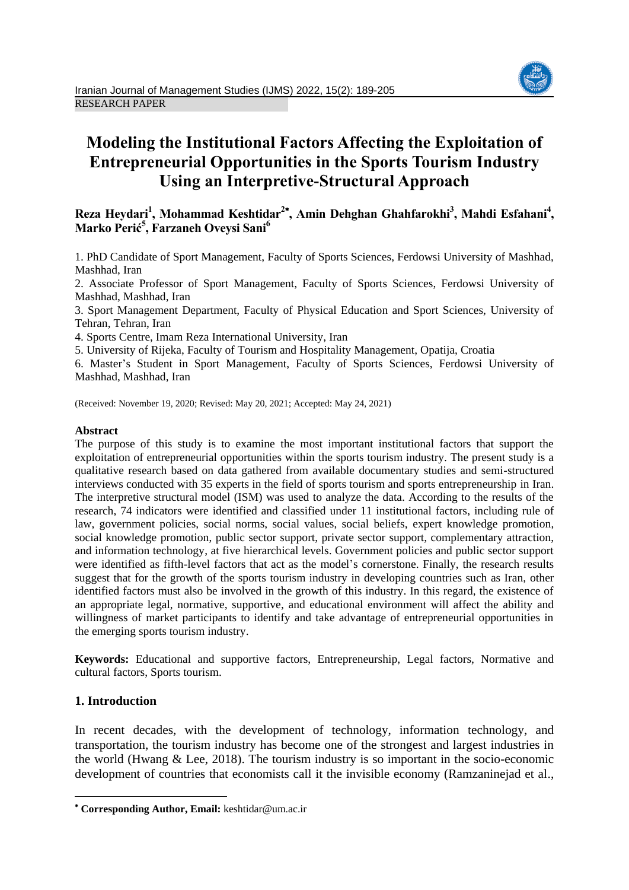RESEARCH PAPER

# Modeling the Institutional Factors Affecting the Exploitation of Entrepreneurial Opportunities in the Sports Tourism Industry Using an Interpretive-Structural Approach

**Reza Heydari[1], Mohammad Keshtidar[2*], Amin Dehghan Ghahfarokhi[3], Mahdi Esfahani[4], Marko Perić[5], Farzaneh Oveysi Sani[6]**

1. PhD Candidate of Sport Management, Faculty of Sports Sciences, Ferdowsi University of Mashhad, Mashhad, Iran
2. Associate Professor of Sport Management, Faculty of Sports Sciences, Ferdowsi University of Mashhad, Mashhad, Iran
3. Sport Management Department, Faculty of Physical Education and Sport Sciences, University of Tehran, Tehran, Iran
4. Sports Centre, Imam Reza International University, Iran
5. University of Rijeka, Faculty of Tourism and Hospitality Management, Opatija, Croatia
6. Master's Student in Sport Management, Faculty of Sports Sciences, Ferdowsi University of Mashhad, Mashhad, Iran

(Received: November 19, 2020; Revised: May 20, 2021; Accepted: May 24, 2021)

**Abstract**

The purpose of this study is to examine the most important institutional factors that support the exploitation of entrepreneurial opportunities within the sports tourism industry. The present study is a qualitative research based on data gathered from available documentary studies and semi-structured interviews conducted with 35 experts in the field of sports tourism and sports entrepreneurship in Iran. The interpretive structural model (ISM) was used to analyze the data. According to the results of the research, 74 indicators were identified and classified under 11 institutional factors, including rule of law, government policies, social norms, social values, social beliefs, expert knowledge promotion, social knowledge promotion, public sector support, private sector support, complementary attraction, and information technology, at five hierarchical levels. Government policies and public sector support were identified as fifth-level factors that act as the model's cornerstone. Finally, the research results suggest that for the growth of the sports tourism industry in developing countries such as Iran, other identified factors must also be involved in the growth of this industry. In this regard, the existence of an appropriate legal, normative, supportive, and educational environment will affect the ability and willingness of market participants to identify and take advantage of entrepreneurial opportunities in the emerging sports tourism industry.

**Keywords:** Educational and supportive factors, Entrepreneurship, Legal factors, Normative and cultural factors, Sports tourism.

## 1. Introduction

In recent decades, with the development of technology, information technology, and transportation, the tourism industry has become one of the strongest and largest industries in the world (Hwang & Lee, 2018). The tourism industry is so important in the socio-economic development of countries that economists call it the invisible economy (Ramzaninejad et al.,

* **Corresponding Author, Email:** keshtidar@um.ac.ir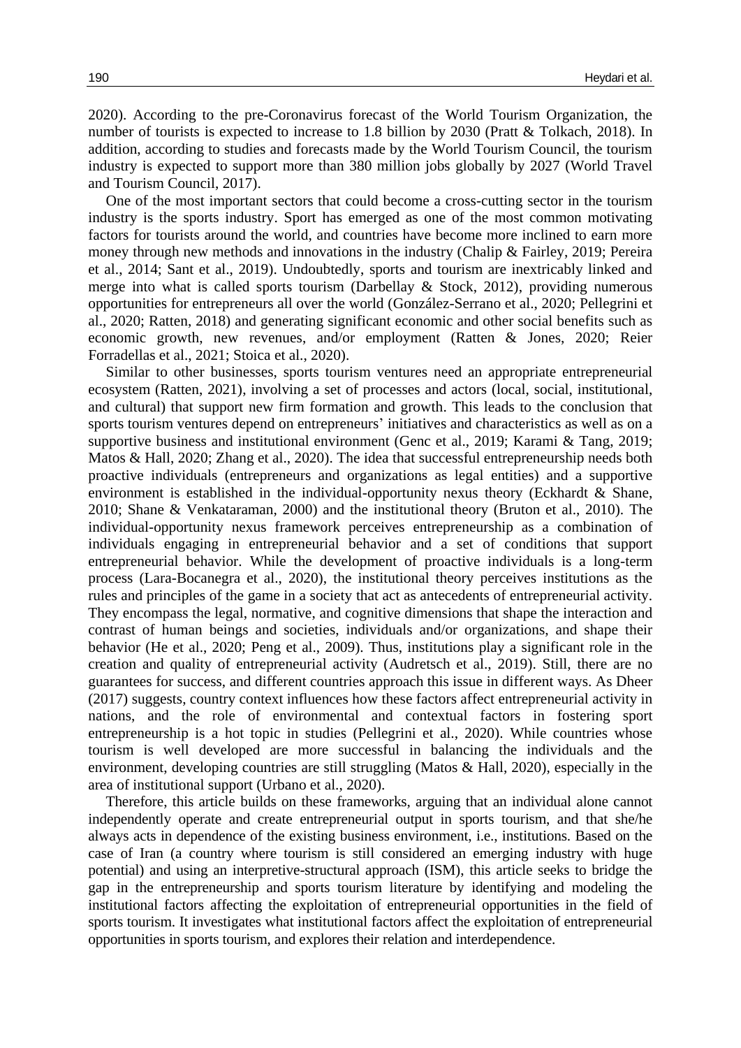2020). According to the pre-Coronavirus forecast of the World Tourism Organization, the number of tourists is expected to increase to 1.8 billion by 2030 (Pratt & Tolkach, 2018). In addition, according to studies and forecasts made by the World Tourism Council, the tourism industry is expected to support more than 380 million jobs globally by 2027 (World Travel and Tourism Council, 2017).

One of the most important sectors that could become a cross-cutting sector in the tourism industry is the sports industry. Sport has emerged as one of the most common motivating factors for tourists around the world, and countries have become more inclined to earn more money through new methods and innovations in the industry (Chalip & Fairley, 2019; Pereira et al., 2014; Sant et al., 2019). Undoubtedly, sports and tourism are inextricably linked and merge into what is called sports tourism (Darbellay & Stock, 2012), providing numerous opportunities for entrepreneurs all over the world (González-Serrano et al., 2020; Pellegrini et al., 2020; Ratten, 2018) and generating significant economic and other social benefits such as economic growth, new revenues, and/or employment (Ratten & Jones, 2020; Reier Forradellas et al., 2021; Stoica et al., 2020).

Similar to other businesses, sports tourism ventures need an appropriate entrepreneurial ecosystem (Ratten, 2021), involving a set of processes and actors (local, social, institutional, and cultural) that support new firm formation and growth. This leads to the conclusion that sports tourism ventures depend on entrepreneurs' initiatives and characteristics as well as on a supportive business and institutional environment (Genc et al., 2019; Karami & Tang, 2019; Matos & Hall, 2020; Zhang et al., 2020). The idea that successful entrepreneurship needs both proactive individuals (entrepreneurs and organizations as legal entities) and a supportive environment is established in the individual-opportunity nexus theory (Eckhardt & Shane, 2010; Shane & Venkataraman, 2000) and the institutional theory (Bruton et al., 2010). The individual-opportunity nexus framework perceives entrepreneurship as a combination of individuals engaging in entrepreneurial behavior and a set of conditions that support entrepreneurial behavior. While the development of proactive individuals is a long-term process (Lara-Bocanegra et al., 2020), the institutional theory perceives institutions as the rules and principles of the game in a society that act as antecedents of entrepreneurial activity. They encompass the legal, normative, and cognitive dimensions that shape the interaction and contrast of human beings and societies, individuals and/or organizations, and shape their behavior (He et al., 2020; Peng et al., 2009). Thus, institutions play a significant role in the creation and quality of entrepreneurial activity (Audretsch et al., 2019). Still, there are no guarantees for success, and different countries approach this issue in different ways. As Dheer (2017) suggests, country context influences how these factors affect entrepreneurial activity in nations, and the role of environmental and contextual factors in fostering sport entrepreneurship is a hot topic in studies (Pellegrini et al., 2020). While countries whose tourism is well developed are more successful in balancing the individuals and the environment, developing countries are still struggling (Matos & Hall, 2020), especially in the area of institutional support (Urbano et al., 2020).

Therefore, this article builds on these frameworks, arguing that an individual alone cannot independently operate and create entrepreneurial output in sports tourism, and that she/he always acts in dependence of the existing business environment, i.e., institutions. Based on the case of Iran (a country where tourism is still considered an emerging industry with huge potential) and using an interpretive-structural approach (ISM), this article seeks to bridge the gap in the entrepreneurship and sports tourism literature by identifying and modeling the institutional factors affecting the exploitation of entrepreneurial opportunities in the field of sports tourism. It investigates what institutional factors affect the exploitation of entrepreneurial opportunities in sports tourism, and explores their relation and interdependence.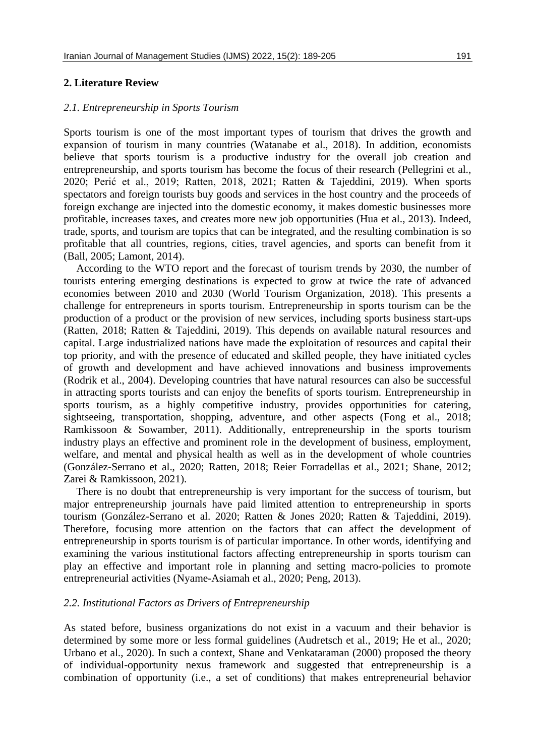## 2. Literature Review

### *2.1. Entrepreneurship in Sports Tourism*

Sports tourism is one of the most important types of tourism that drives the growth and expansion of tourism in many countries (Watanabe et al., 2018). In addition, economists believe that sports tourism is a productive industry for the overall job creation and entrepreneurship, and sports tourism has become the focus of their research (Pellegrini et al., 2020; Perić et al., 2019; Ratten, 2018, 2021; Ratten & Tajeddini, 2019). When sports spectators and foreign tourists buy goods and services in the host country and the proceeds of foreign exchange are injected into the domestic economy, it makes domestic businesses more profitable, increases taxes, and creates more new job opportunities (Hua et al., 2013). Indeed, trade, sports, and tourism are topics that can be integrated, and the resulting combination is so profitable that all countries, regions, cities, travel agencies, and sports can benefit from it (Ball, 2005; Lamont, 2014).

According to the WTO report and the forecast of tourism trends by 2030, the number of tourists entering emerging destinations is expected to grow at twice the rate of advanced economies between 2010 and 2030 (World Tourism Organization, 2018). This presents a challenge for entrepreneurs in sports tourism. Entrepreneurship in sports tourism can be the production of a product or the provision of new services, including sports business start-ups (Ratten, 2018; Ratten & Tajeddini, 2019). This depends on available natural resources and capital. Large industrialized nations have made the exploitation of resources and capital their top priority, and with the presence of educated and skilled people, they have initiated cycles of growth and development and have achieved innovations and business improvements (Rodrik et al., 2004). Developing countries that have natural resources can also be successful in attracting sports tourists and can enjoy the benefits of sports tourism. Entrepreneurship in sports tourism, as a highly competitive industry, provides opportunities for catering, sightseeing, transportation, shopping, adventure, and other aspects (Fong et al., 2018; Ramkissoon & Sowamber, 2011). Additionally, entrepreneurship in the sports tourism industry plays an effective and prominent role in the development of business, employment, welfare, and mental and physical health as well as in the development of whole countries (González-Serrano et al., 2020; Ratten, 2018; Reier Forradellas et al., 2021; Shane, 2012; Zarei & Ramkissoon, 2021).

There is no doubt that entrepreneurship is very important for the success of tourism, but major entrepreneurship journals have paid limited attention to entrepreneurship in sports tourism (González-Serrano et al. 2020; Ratten & Jones 2020; Ratten & Tajeddini, 2019). Therefore, focusing more attention on the factors that can affect the development of entrepreneurship in sports tourism is of particular importance. In other words, identifying and examining the various institutional factors affecting entrepreneurship in sports tourism can play an effective and important role in planning and setting macro-policies to promote entrepreneurial activities (Nyame-Asiamah et al., 2020; Peng, 2013).

### *2.2. Institutional Factors as Drivers of Entrepreneurship*

As stated before, business organizations do not exist in a vacuum and their behavior is determined by some more or less formal guidelines (Audretsch et al., 2019; He et al., 2020; Urbano et al., 2020). In such a context, Shane and Venkataraman (2000) proposed the theory of individual-opportunity nexus framework and suggested that entrepreneurship is a combination of opportunity (i.e., a set of conditions) that makes entrepreneurial behavior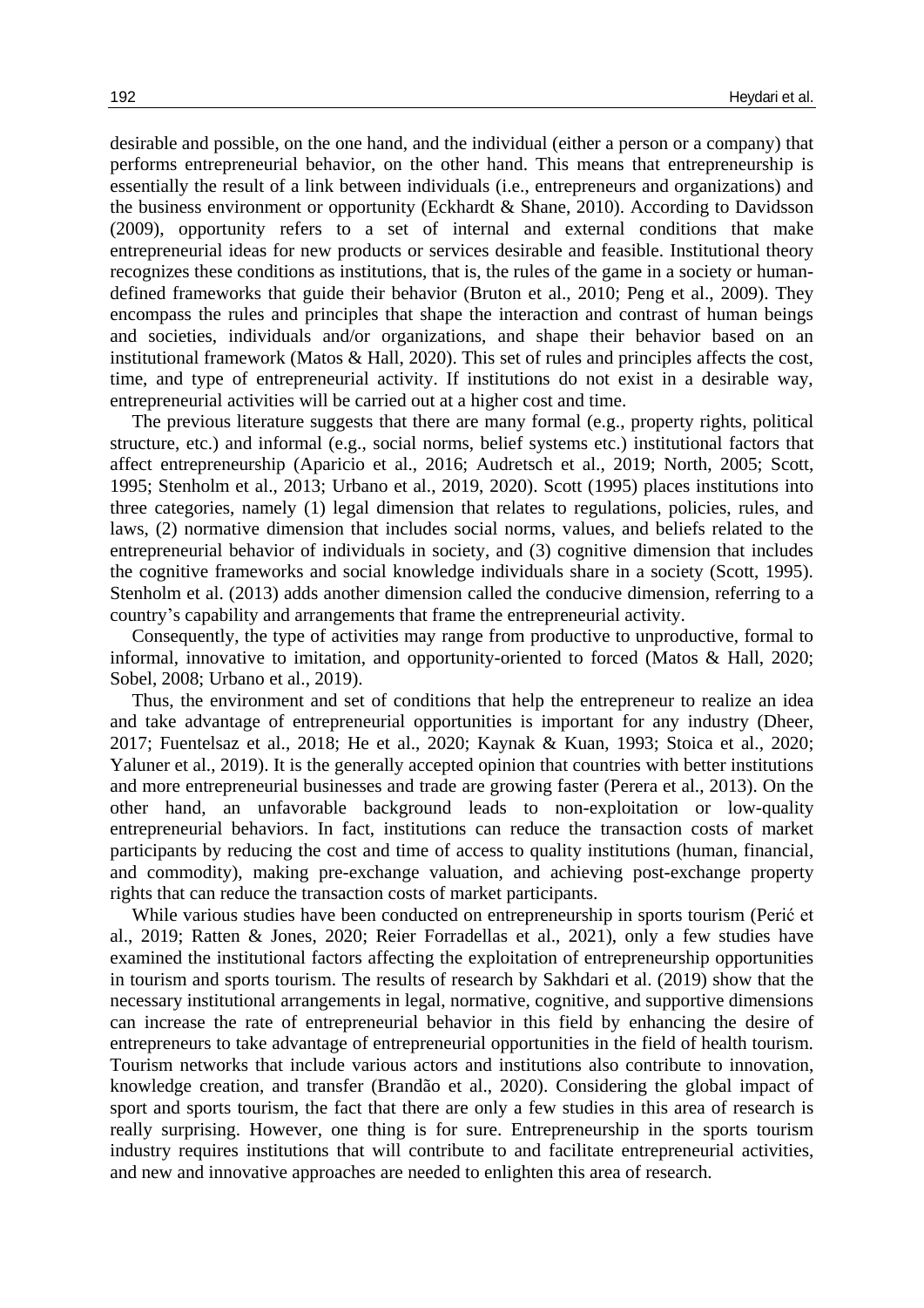desirable and possible, on the one hand, and the individual (either a person or a company) that performs entrepreneurial behavior, on the other hand. This means that entrepreneurship is essentially the result of a link between individuals (i.e., entrepreneurs and organizations) and the business environment or opportunity (Eckhardt & Shane, 2010). According to Davidsson (2009), opportunity refers to a set of internal and external conditions that make entrepreneurial ideas for new products or services desirable and feasible. Institutional theory recognizes these conditions as institutions, that is, the rules of the game in a society or human-defined frameworks that guide their behavior (Bruton et al., 2010; Peng et al., 2009). They encompass the rules and principles that shape the interaction and contrast of human beings and societies, individuals and/or organizations, and shape their behavior based on an institutional framework (Matos & Hall, 2020). This set of rules and principles affects the cost, time, and type of entrepreneurial activity. If institutions do not exist in a desirable way, entrepreneurial activities will be carried out at a higher cost and time.

The previous literature suggests that there are many formal (e.g., property rights, political structure, etc.) and informal (e.g., social norms, belief systems etc.) institutional factors that affect entrepreneurship (Aparicio et al., 2016; Audretsch et al., 2019; North, 2005; Scott, 1995; Stenholm et al., 2013; Urbano et al., 2019, 2020). Scott (1995) places institutions into three categories, namely (1) legal dimension that relates to regulations, policies, rules, and laws, (2) normative dimension that includes social norms, values, and beliefs related to the entrepreneurial behavior of individuals in society, and (3) cognitive dimension that includes the cognitive frameworks and social knowledge individuals share in a society (Scott, 1995). Stenholm et al. (2013) adds another dimension called the conducive dimension, referring to a country's capability and arrangements that frame the entrepreneurial activity.

Consequently, the type of activities may range from productive to unproductive, formal to informal, innovative to imitation, and opportunity-oriented to forced (Matos & Hall, 2020; Sobel, 2008; Urbano et al., 2019).

Thus, the environment and set of conditions that help the entrepreneur to realize an idea and take advantage of entrepreneurial opportunities is important for any industry (Dheer, 2017; Fuentelsaz et al., 2018; He et al., 2020; Kaynak & Kuan, 1993; Stoica et al., 2020; Yaluner et al., 2019). It is the generally accepted opinion that countries with better institutions and more entrepreneurial businesses and trade are growing faster (Perera et al., 2013). On the other hand, an unfavorable background leads to non-exploitation or low-quality entrepreneurial behaviors. In fact, institutions can reduce the transaction costs of market participants by reducing the cost and time of access to quality institutions (human, financial, and commodity), making pre-exchange valuation, and achieving post-exchange property rights that can reduce the transaction costs of market participants.

While various studies have been conducted on entrepreneurship in sports tourism (Perić et al., 2019; Ratten & Jones, 2020; Reier Forradellas et al., 2021), only a few studies have examined the institutional factors affecting the exploitation of entrepreneurship opportunities in tourism and sports tourism. The results of research by Sakhdari et al. (2019) show that the necessary institutional arrangements in legal, normative, cognitive, and supportive dimensions can increase the rate of entrepreneurial behavior in this field by enhancing the desire of entrepreneurs to take advantage of entrepreneurial opportunities in the field of health tourism. Tourism networks that include various actors and institutions also contribute to innovation, knowledge creation, and transfer (Brandão et al., 2020). Considering the global impact of sport and sports tourism, the fact that there are only a few studies in this area of research is really surprising. However, one thing is for sure. Entrepreneurship in the sports tourism industry requires institutions that will contribute to and facilitate entrepreneurial activities, and new and innovative approaches are needed to enlighten this area of research.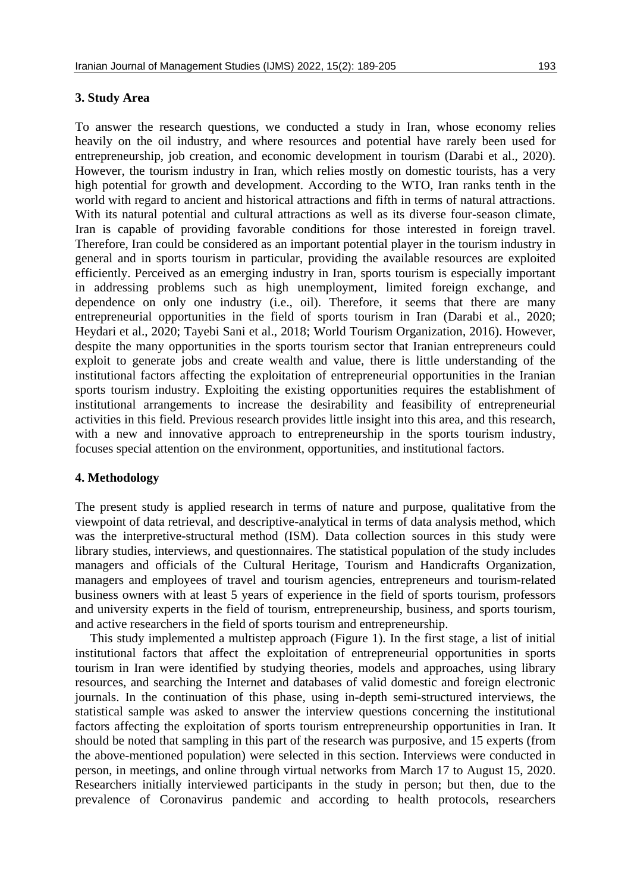## 3. Study Area

To answer the research questions, we conducted a study in Iran, whose economy relies heavily on the oil industry, and where resources and potential have rarely been used for entrepreneurship, job creation, and economic development in tourism (Darabi et al., 2020). However, the tourism industry in Iran, which relies mostly on domestic tourists, has a very high potential for growth and development. According to the WTO, Iran ranks tenth in the world with regard to ancient and historical attractions and fifth in terms of natural attractions. With its natural potential and cultural attractions as well as its diverse four-season climate, Iran is capable of providing favorable conditions for those interested in foreign travel. Therefore, Iran could be considered as an important potential player in the tourism industry in general and in sports tourism in particular, providing the available resources are exploited efficiently. Perceived as an emerging industry in Iran, sports tourism is especially important in addressing problems such as high unemployment, limited foreign exchange, and dependence on only one industry (i.e., oil). Therefore, it seems that there are many entrepreneurial opportunities in the field of sports tourism in Iran (Darabi et al., 2020; Heydari et al., 2020; Tayebi Sani et al., 2018; World Tourism Organization, 2016). However, despite the many opportunities in the sports tourism sector that Iranian entrepreneurs could exploit to generate jobs and create wealth and value, there is little understanding of the institutional factors affecting the exploitation of entrepreneurial opportunities in the Iranian sports tourism industry. Exploiting the existing opportunities requires the establishment of institutional arrangements to increase the desirability and feasibility of entrepreneurial activities in this field. Previous research provides little insight into this area, and this research, with a new and innovative approach to entrepreneurship in the sports tourism industry, focuses special attention on the environment, opportunities, and institutional factors.

## 4. Methodology

The present study is applied research in terms of nature and purpose, qualitative from the viewpoint of data retrieval, and descriptive-analytical in terms of data analysis method, which was the interpretive-structural method (ISM). Data collection sources in this study were library studies, interviews, and questionnaires. The statistical population of the study includes managers and officials of the Cultural Heritage, Tourism and Handicrafts Organization, managers and employees of travel and tourism agencies, entrepreneurs and tourism-related business owners with at least 5 years of experience in the field of sports tourism, professors and university experts in the field of tourism, entrepreneurship, business, and sports tourism, and active researchers in the field of sports tourism and entrepreneurship.

This study implemented a multistep approach (Figure 1). In the first stage, a list of initial institutional factors that affect the exploitation of entrepreneurial opportunities in sports tourism in Iran were identified by studying theories, models and approaches, using library resources, and searching the Internet and databases of valid domestic and foreign electronic journals. In the continuation of this phase, using in-depth semi-structured interviews, the statistical sample was asked to answer the interview questions concerning the institutional factors affecting the exploitation of sports tourism entrepreneurship opportunities in Iran. It should be noted that sampling in this part of the research was purposive, and 15 experts (from the above-mentioned population) were selected in this section. Interviews were conducted in person, in meetings, and online through virtual networks from March 17 to August 15, 2020. Researchers initially interviewed participants in the study in person; but then, due to the prevalence of Coronavirus pandemic and according to health protocols, researchers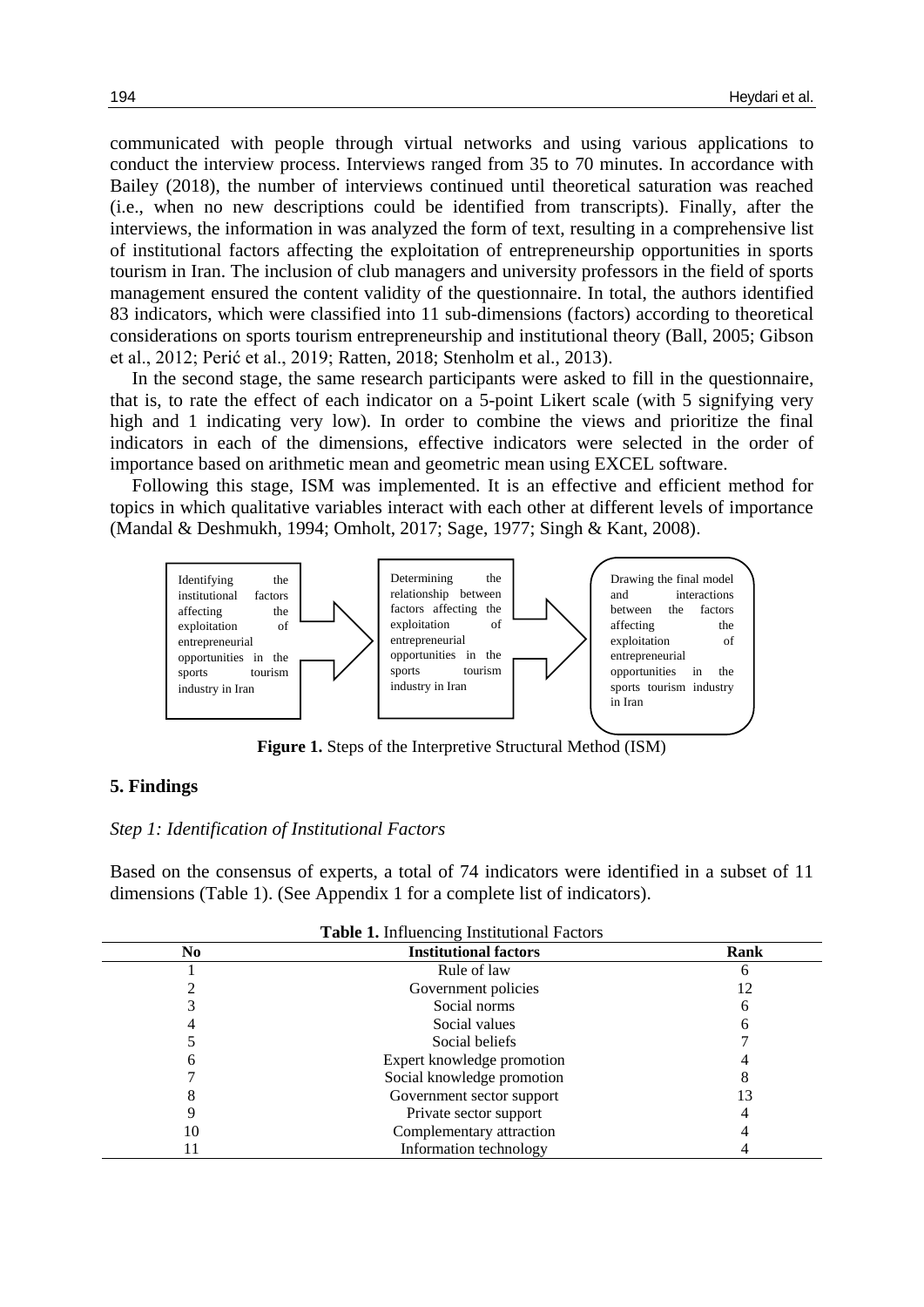communicated with people through virtual networks and using various applications to conduct the interview process. Interviews ranged from 35 to 70 minutes. In accordance with Bailey (2018), the number of interviews continued until theoretical saturation was reached (i.e., when no new descriptions could be identified from transcripts). Finally, after the interviews, the information in was analyzed the form of text, resulting in a comprehensive list of institutional factors affecting the exploitation of entrepreneurship opportunities in sports tourism in Iran. The inclusion of club managers and university professors in the field of sports management ensured the content validity of the questionnaire. In total, the authors identified 83 indicators, which were classified into 11 sub-dimensions (factors) according to theoretical considerations on sports tourism entrepreneurship and institutional theory (Ball, 2005; Gibson et al., 2012; Perić et al., 2019; Ratten, 2018; Stenholm et al., 2013).

In the second stage, the same research participants were asked to fill in the questionnaire, that is, to rate the effect of each indicator on a 5-point Likert scale (with 5 signifying very high and 1 indicating very low). In order to combine the views and prioritize the final indicators in each of the dimensions, effective indicators were selected in the order of importance based on arithmetic mean and geometric mean using EXCEL software.

Following this stage, ISM was implemented. It is an effective and efficient method for topics in which qualitative variables interact with each other at different levels of importance (Mandal & Deshmukh, 1994; Omholt, 2017; Sage, 1977; Singh & Kant, 2008).

Identifying the institutional factors affecting the exploitation of entrepreneurial opportunities in the sports tourism industry in Iran → Determining the relationship between factors affecting the exploitation of entrepreneurial opportunities in the sports tourism industry in Iran → Drawing the final model and interactions between the factors affecting the exploitation of entrepreneurial opportunities in the sports tourism industry in Iran

**Figure 1.** Steps of the Interpretive Structural Method (ISM)

## 5. Findings

*Step 1: Identification of Institutional Factors*

Based on the consensus of experts, a total of 74 indicators were identified in a subset of 11 dimensions (Table 1). (See Appendix 1 for a complete list of indicators).

**Table 1.** Influencing Institutional Factors

| No | Institutional factors | Rank |
|---|---|---|
| 1 | Rule of law | 6 |
| 2 | Government policies | 12 |
| 3 | Social norms | 6 |
| 4 | Social values | 6 |
| 5 | Social beliefs | 7 |
| 6 | Expert knowledge promotion | 4 |
| 7 | Social knowledge promotion | 8 |
| 8 | Government sector support | 13 |
| 9 | Private sector support | 4 |
| 10 | Complementary attraction | 4 |
| 11 | Information technology | 4 |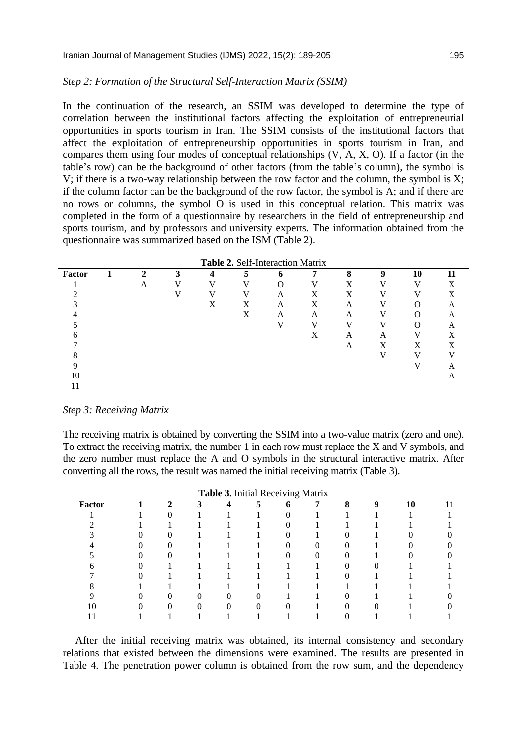*Step 2: Formation of the Structural Self-Interaction Matrix (SSIM)*

In the continuation of the research, an SSIM was developed to determine the type of correlation between the institutional factors affecting the exploitation of entrepreneurial opportunities in sports tourism in Iran. The SSIM consists of the institutional factors that affect the exploitation of entrepreneurship opportunities in sports tourism in Iran, and compares them using four modes of conceptual relationships (V, A, X, O). If a factor (in the table's row) can be the background of other factors (from the table's column), the symbol is V; if there is a two-way relationship between the row factor and the column, the symbol is X; if the column factor can be the background of the row factor, the symbol is A; and if there are no rows or columns, the symbol O is used in this conceptual relation. This matrix was completed in the form of a questionnaire by researchers in the field of entrepreneurship and sports tourism, and by professors and university experts. The information obtained from the questionnaire was summarized based on the ISM (Table 2).

**Table 2.** Self-Interaction Matrix

| Factor | 1 | 2 | 3 | 4 | 5 | 6 | 7 | 8 | 9 | 10 | 11 |
|---|---|---|---|---|---|---|---|---|---|---|---|
| 1 | | A | V | V | V | O | V | X | V | V | X |
| 2 | | | V | V | V | A | X | X | V | V | X |
| 3 | | | | X | X | A | X | A | V | O | A |
| 4 | | | | | X | A | A | A | V | O | A |
| 5 | | | | | | V | V | V | V | O | A |
| 6 | | | | | | | X | A | A | V | X |
| 7 | | | | | | | | A | X | X | X |
| 8 | | | | | | | | | V | V | V |
| 9 | | | | | | | | | | V | A |
| 10 | | | | | | | | | | | A |
| 11 | | | | | | | | | | | |

*Step 3: Receiving Matrix*

The receiving matrix is obtained by converting the SSIM into a two-value matrix (zero and one). To extract the receiving matrix, the number 1 in each row must replace the X and V symbols, and the zero number must replace the A and O symbols in the structural interactive matrix. After converting all the rows, the result was named the initial receiving matrix (Table 3).

**Table 3.** Initial Receiving Matrix

| Factor | 1 | 2 | 3 | 4 | 5 | 6 | 7 | 8 | 9 | 10 | 11 |
|---|---|---|---|---|---|---|---|---|---|---|---|
| 1 | 1 | 0 | 1 | 1 | 1 | 0 | 1 | 1 | 1 | 1 | 1 |
| 2 | 1 | 1 | 1 | 1 | 1 | 0 | 1 | 1 | 1 | 1 | 1 |
| 3 | 0 | 0 | 1 | 1 | 1 | 0 | 1 | 0 | 1 | 0 | 0 |
| 4 | 0 | 0 | 1 | 1 | 1 | 0 | 0 | 0 | 1 | 0 | 0 |
| 5 | 0 | 0 | 1 | 1 | 1 | 0 | 0 | 0 | 1 | 0 | 0 |
| 6 | 0 | 1 | 1 | 1 | 1 | 1 | 1 | 0 | 0 | 1 | 1 |
| 7 | 0 | 1 | 1 | 1 | 1 | 1 | 1 | 0 | 1 | 1 | 1 |
| 8 | 1 | 1 | 1 | 1 | 1 | 1 | 1 | 1 | 1 | 1 | 1 |
| 9 | 0 | 0 | 0 | 0 | 0 | 1 | 1 | 0 | 1 | 1 | 0 |
| 10 | 0 | 0 | 0 | 0 | 0 | 0 | 1 | 0 | 0 | 1 | 0 |
| 11 | 1 | 1 | 1 | 1 | 1 | 1 | 1 | 0 | 1 | 1 | 1 |

After the initial receiving matrix was obtained, its internal consistency and secondary relations that existed between the dimensions were examined. The results are presented in Table 4. The penetration power column is obtained from the row sum, and the dependency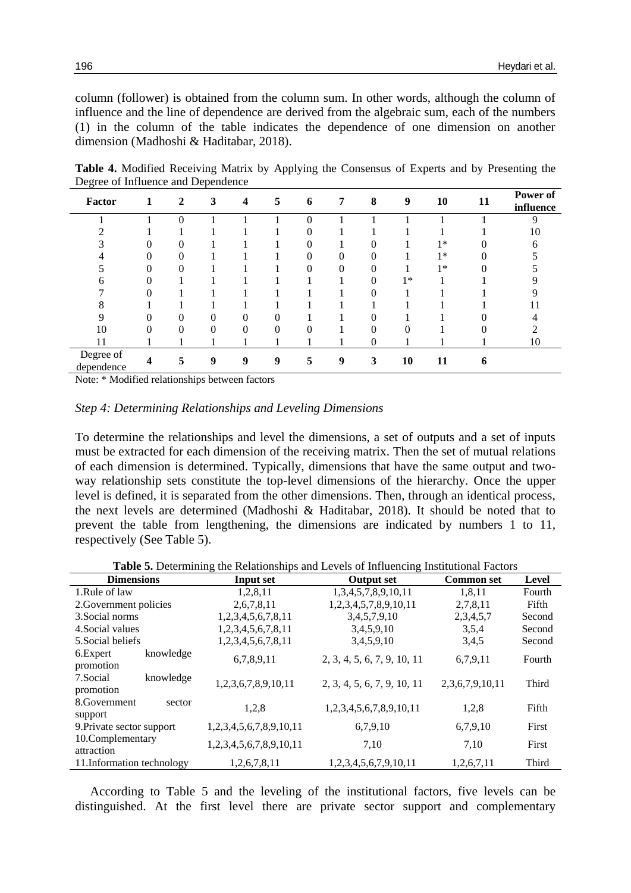column (follower) is obtained from the column sum. In other words, although the column of influence and the line of dependence are derived from the algebraic sum, each of the numbers (1) in the column of the table indicates the dependence of one dimension on another dimension (Madhoshi & Haditabar, 2018).

**Table 4.** Modified Receiving Matrix by Applying the Consensus of Experts and by Presenting the Degree of Influence and Dependence

| Factor | 1 | 2 | 3 | 4 | 5 | 6 | 7 | 8 | 9 | 10 | 11 | Power of influence |
|---|---|---|---|---|---|---|---|---|---|---|---|---|
| 1 | 1 | 0 | 1 | 1 | 1 | 0 | 1 | 1 | 1 | 1 | 1 | 9 |
| 2 | 1 | 1 | 1 | 1 | 1 | 0 | 1 | 1 | 1 | 1 | 1 | 10 |
| 3 | 0 | 0 | 1 | 1 | 1 | 0 | 1 | 0 | 1 | 1* | 0 | 6 |
| 4 | 0 | 0 | 1 | 1 | 1 | 0 | 0 | 0 | 1 | 1* | 0 | 5 |
| 5 | 0 | 0 | 1 | 1 | 1 | 0 | 0 | 0 | 1 | 1* | 0 | 5 |
| 6 | 0 | 1 | 1 | 1 | 1 | 1 | 1 | 0 | 1* | 1 | 1 | 9 |
| 7 | 0 | 1 | 1 | 1 | 1 | 1 | 1 | 0 | 1 | 1 | 1 | 9 |
| 8 | 1 | 1 | 1 | 1 | 1 | 1 | 1 | 1 | 1 | 1 | 1 | 11 |
| 9 | 0 | 0 | 0 | 0 | 0 | 1 | 1 | 0 | 1 | 1 | 0 | 4 |
| 10 | 0 | 0 | 0 | 0 | 0 | 0 | 1 | 0 | 0 | 1 | 0 | 2 |
| 11 | 1 | 1 | 1 | 1 | 1 | 1 | 1 | 0 | 1 | 1 | 1 | 10 |
| Degree of dependence | **4** | **5** | **9** | **9** | **9** | **5** | **9** | **3** | **10** | **11** | **6** | |

Note: * Modified relationships between factors

*Step 4: Determining Relationships and Leveling Dimensions*

To determine the relationships and level the dimensions, a set of outputs and a set of inputs must be extracted for each dimension of the receiving matrix. Then the set of mutual relations of each dimension is determined. Typically, dimensions that have the same output and two-way relationship sets constitute the top-level dimensions of the hierarchy. Once the upper level is defined, it is separated from the other dimensions. Then, through an identical process, the next levels are determined (Madhoshi & Haditabar, 2018). It should be noted that to prevent the table from lengthening, the dimensions are indicated by numbers 1 to 11, respectively (See Table 5).

**Table 5.** Determining the Relationships and Levels of Influencing Institutional Factors

| Dimensions | Input set | Output set | Common set | Level |
|---|---|---|---|---|
| 1.Rule of law | 1,2,8,11 | 1,3,4,5,7,8,9,10,11 | 1,8,11 | Fourth |
| 2.Government policies | 2,6,7,8,11 | 1,2,3,4,5,7,8,9,10,11 | 2,7,8,11 | Fifth |
| 3.Social norms | 1,2,3,4,5,6,7,8,11 | 3,4,5,7,9,10 | 2,3,4,5,7 | Second |
| 4.Social values | 1,2,3,4,5,6,7,8,11 | 3,4,5,9,10 | 3,5,4 | Second |
| 5.Social beliefs | 1,2,3,4,5,6,7,8,11 | 3,4,5,9,10 | 3,4,5 | Second |
| 6.Expert knowledge promotion | 6,7,8,9,11 | 2, 3, 4, 5, 6, 7, 9, 10, 11 | 6,7,9,11 | Fourth |
| 7.Social knowledge promotion | 1,2,3,6,7,8,9,10,11 | 2, 3, 4, 5, 6, 7, 9, 10, 11 | 2,3,6,7,9,10,11 | Third |
| 8.Government sector support | 1,2,8 | 1,2,3,4,5,6,7,8,9,10,11 | 1,2,8 | Fifth |
| 9.Private sector support | 1,2,3,4,5,6,7,8,9,10,11 | 6,7,9,10 | 6,7,9,10 | First |
| 10.Complementary attraction | 1,2,3,4,5,6,7,8,9,10,11 | 7,10 | 7,10 | First |
| 11.Information technology | 1,2,6,7,8,11 | 1,2,3,4,5,6,7,9,10,11 | 1,2,6,7,11 | Third |

According to Table 5 and the leveling of the institutional factors, five levels can be distinguished. At the first level there are private sector support and complementary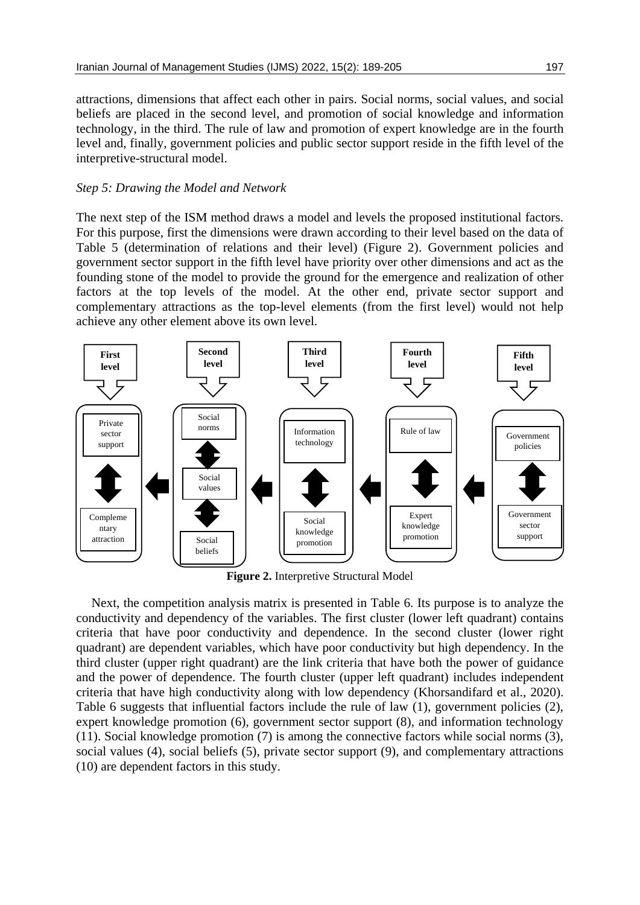attractions, dimensions that affect each other in pairs. Social norms, social values, and social beliefs are placed in the second level, and promotion of social knowledge and information technology, in the third. The rule of law and promotion of expert knowledge are in the fourth level and, finally, government policies and public sector support reside in the fifth level of the interpretive-structural model.

*Step 5: Drawing the Model and Network*

The next step of the ISM method draws a model and levels the proposed institutional factors. For this purpose, first the dimensions were drawn according to their level based on the data of Table 5 (determination of relations and their level) (Figure 2). Government policies and government sector support in the fifth level have priority over other dimensions and act as the founding stone of the model to provide the ground for the emergence and realization of other factors at the top levels of the model. At the other end, private sector support and complementary attractions as the top-level elements (from the first level) would not help achieve any other element above its own level.

**Figure 2.** Interpretive Structural Model

Next, the competition analysis matrix is presented in Table 6. Its purpose is to analyze the conductivity and dependency of the variables. The first cluster (lower left quadrant) contains criteria that have poor conductivity and dependence. In the second cluster (lower right quadrant) are dependent variables, which have poor conductivity but high dependency. In the third cluster (upper right quadrant) are the link criteria that have both the power of guidance and the power of dependence. The fourth cluster (upper left quadrant) includes independent criteria that have high conductivity along with low dependency (Khorsandifard et al., 2020). Table 6 suggests that influential factors include the rule of law (1), government policies (2), expert knowledge promotion (6), government sector support (8), and information technology (11). Social knowledge promotion (7) is among the connective factors while social norms (3), social values (4), social beliefs (5), private sector support (9), and complementary attractions (10) are dependent factors in this study.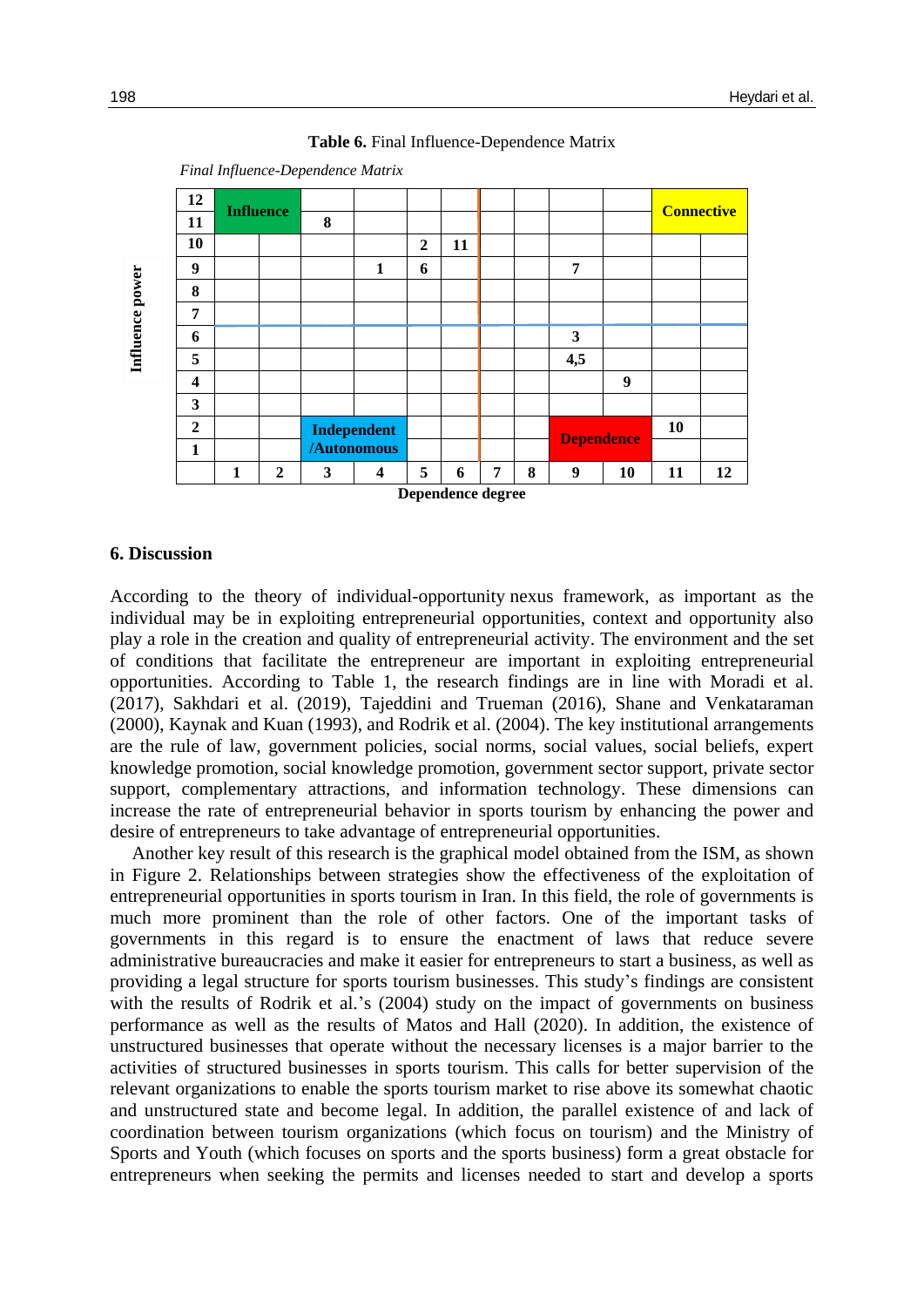**Table 6.** Final Influence-Dependence Matrix

*Final Influence-Dependence Matrix*

| Influence power | | | | | | | | | | | | |
|---|---|---|---|---|---|---|---|---|---|---|---|---|
| 12 | Influence | | | | | | | | | | Connective | |
| 11 | | | 8 | | | | | | | | | |
| 10 | | | | | 2 | 11 | | | | | | |
| 9 | | | | 1 | 6 | | | | 7 | | | |
| 8 | | | | | | | | | | | | |
| 7 | | | | | | | | | | | | |
| 6 | | | | | | | | | 3 | | | |
| 5 | | | | | | | | | 4,5 | | | |
| 4 | | | | | | | | | | 9 | | |
| 3 | | | | | | | | | | | | |
| 2 | | | Independent /Autonomous | | | | | | Dependence | | 10 | |
| 1 | | | | | | | | | | | | |
| | 1 | 2 | 3 | 4 | 5 | 6 | 7 | 8 | 9 | 10 | 11 | 12 |

**Dependence degree**

## 6. Discussion

According to the theory of individual-opportunity nexus framework, as important as the individual may be in exploiting entrepreneurial opportunities, context and opportunity also play a role in the creation and quality of entrepreneurial activity. The environment and the set of conditions that facilitate the entrepreneur are important in exploiting entrepreneurial opportunities. According to Table 1, the research findings are in line with Moradi et al. (2017), Sakhdari et al. (2019), Tajeddini and Trueman (2016), Shane and Venkataraman (2000), Kaynak and Kuan (1993), and Rodrik et al. (2004). The key institutional arrangements are the rule of law, government policies, social norms, social values, social beliefs, expert knowledge promotion, social knowledge promotion, government sector support, private sector support, complementary attractions, and information technology. These dimensions can increase the rate of entrepreneurial behavior in sports tourism by enhancing the power and desire of entrepreneurs to take advantage of entrepreneurial opportunities.

Another key result of this research is the graphical model obtained from the ISM, as shown in Figure 2. Relationships between strategies show the effectiveness of the exploitation of entrepreneurial opportunities in sports tourism in Iran. In this field, the role of governments is much more prominent than the role of other factors. One of the important tasks of governments in this regard is to ensure the enactment of laws that reduce severe administrative bureaucracies and make it easier for entrepreneurs to start a business, as well as providing a legal structure for sports tourism businesses. This study's findings are consistent with the results of Rodrik et al.'s (2004) study on the impact of governments on business performance as well as the results of Matos and Hall (2020). In addition, the existence of unstructured businesses that operate without the necessary licenses is a major barrier to the activities of structured businesses in sports tourism. This calls for better supervision of the relevant organizations to enable the sports tourism market to rise above its somewhat chaotic and unstructured state and become legal. In addition, the parallel existence of and lack of coordination between tourism organizations (which focus on tourism) and the Ministry of Sports and Youth (which focuses on sports and the sports business) form a great obstacle for entrepreneurs when seeking the permits and licenses needed to start and develop a sports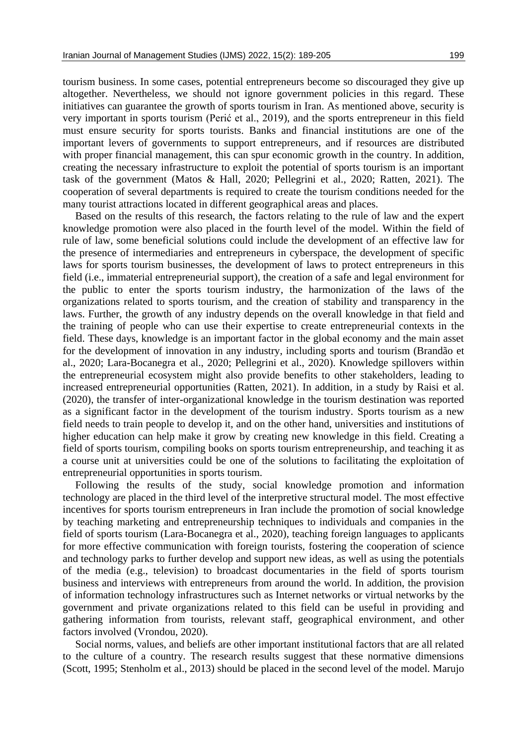tourism business. In some cases, potential entrepreneurs become so discouraged they give up altogether. Nevertheless, we should not ignore government policies in this regard. These initiatives can guarantee the growth of sports tourism in Iran. As mentioned above, security is very important in sports tourism (Perić et al., 2019), and the sports entrepreneur in this field must ensure security for sports tourists. Banks and financial institutions are one of the important levers of governments to support entrepreneurs, and if resources are distributed with proper financial management, this can spur economic growth in the country. In addition, creating the necessary infrastructure to exploit the potential of sports tourism is an important task of the government (Matos & Hall, 2020; Pellegrini et al., 2020; Ratten, 2021). The cooperation of several departments is required to create the tourism conditions needed for the many tourist attractions located in different geographical areas and places.

Based on the results of this research, the factors relating to the rule of law and the expert knowledge promotion were also placed in the fourth level of the model. Within the field of rule of law, some beneficial solutions could include the development of an effective law for the presence of intermediaries and entrepreneurs in cyberspace, the development of specific laws for sports tourism businesses, the development of laws to protect entrepreneurs in this field (i.e., immaterial entrepreneurial support), the creation of a safe and legal environment for the public to enter the sports tourism industry, the harmonization of the laws of the organizations related to sports tourism, and the creation of stability and transparency in the laws. Further, the growth of any industry depends on the overall knowledge in that field and the training of people who can use their expertise to create entrepreneurial contexts in the field. These days, knowledge is an important factor in the global economy and the main asset for the development of innovation in any industry, including sports and tourism (Brandão et al., 2020; Lara-Bocanegra et al., 2020; Pellegrini et al., 2020). Knowledge spillovers within the entrepreneurial ecosystem might also provide benefits to other stakeholders, leading to increased entrepreneurial opportunities (Ratten, 2021). In addition, in a study by Raisi et al. (2020), the transfer of inter-organizational knowledge in the tourism destination was reported as a significant factor in the development of the tourism industry. Sports tourism as a new field needs to train people to develop it, and on the other hand, universities and institutions of higher education can help make it grow by creating new knowledge in this field. Creating a field of sports tourism, compiling books on sports tourism entrepreneurship, and teaching it as a course unit at universities could be one of the solutions to facilitating the exploitation of entrepreneurial opportunities in sports tourism.

Following the results of the study, social knowledge promotion and information technology are placed in the third level of the interpretive structural model. The most effective incentives for sports tourism entrepreneurs in Iran include the promotion of social knowledge by teaching marketing and entrepreneurship techniques to individuals and companies in the field of sports tourism (Lara-Bocanegra et al., 2020), teaching foreign languages to applicants for more effective communication with foreign tourists, fostering the cooperation of science and technology parks to further develop and support new ideas, as well as using the potentials of the media (e.g., television) to broadcast documentaries in the field of sports tourism business and interviews with entrepreneurs from around the world. In addition, the provision of information technology infrastructures such as Internet networks or virtual networks by the government and private organizations related to this field can be useful in providing and gathering information from tourists, relevant staff, geographical environment, and other factors involved (Vrondou, 2020).

Social norms, values, and beliefs are other important institutional factors that are all related to the culture of a country. The research results suggest that these normative dimensions (Scott, 1995; Stenholm et al., 2013) should be placed in the second level of the model. Marujo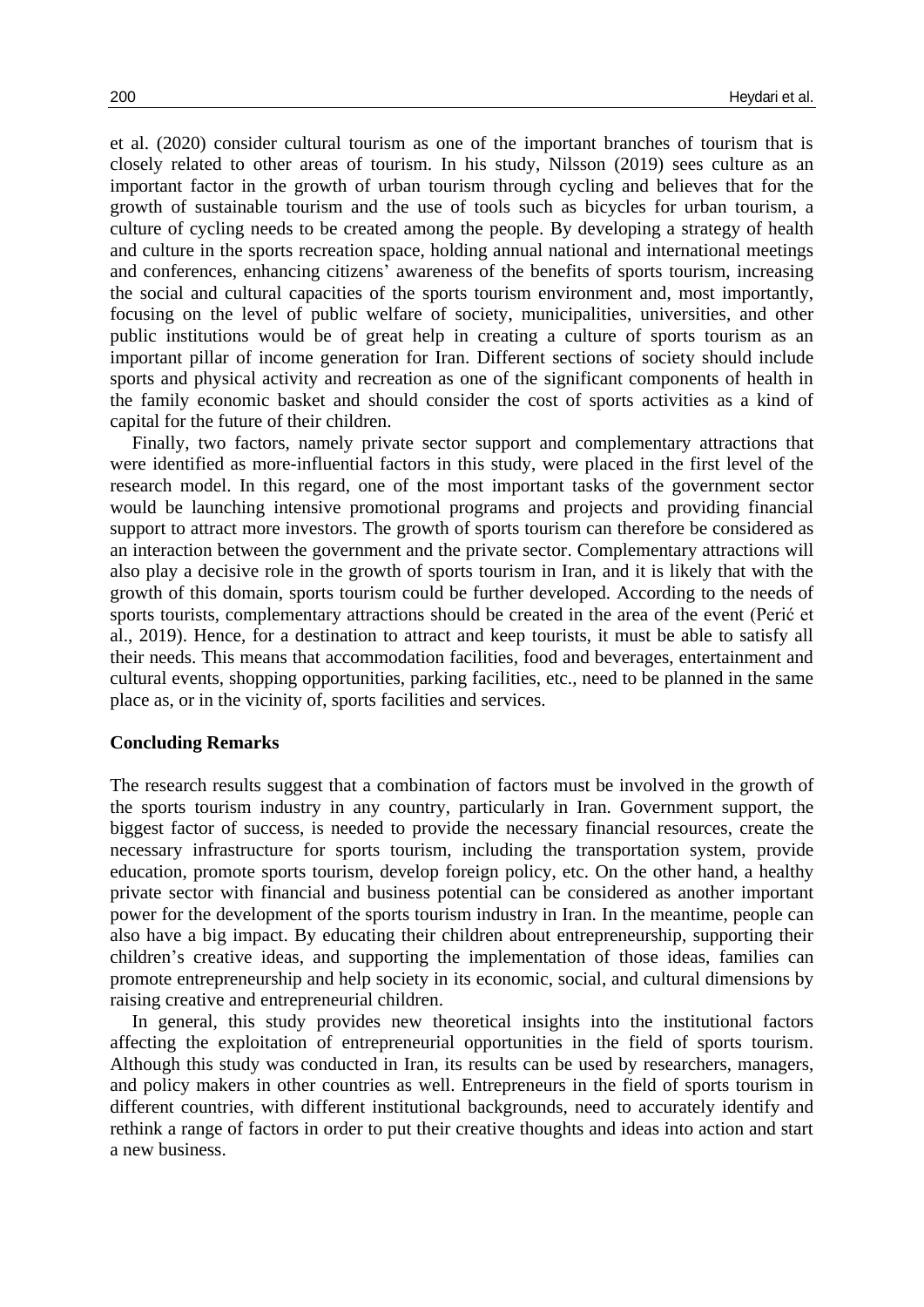et al. (2020) consider cultural tourism as one of the important branches of tourism that is closely related to other areas of tourism. In his study, Nilsson (2019) sees culture as an important factor in the growth of urban tourism through cycling and believes that for the growth of sustainable tourism and the use of tools such as bicycles for urban tourism, a culture of cycling needs to be created among the people. By developing a strategy of health and culture in the sports recreation space, holding annual national and international meetings and conferences, enhancing citizens' awareness of the benefits of sports tourism, increasing the social and cultural capacities of the sports tourism environment and, most importantly, focusing on the level of public welfare of society, municipalities, universities, and other public institutions would be of great help in creating a culture of sports tourism as an important pillar of income generation for Iran. Different sections of society should include sports and physical activity and recreation as one of the significant components of health in the family economic basket and should consider the cost of sports activities as a kind of capital for the future of their children.

Finally, two factors, namely private sector support and complementary attractions that were identified as more-influential factors in this study, were placed in the first level of the research model. In this regard, one of the most important tasks of the government sector would be launching intensive promotional programs and projects and providing financial support to attract more investors. The growth of sports tourism can therefore be considered as an interaction between the government and the private sector. Complementary attractions will also play a decisive role in the growth of sports tourism in Iran, and it is likely that with the growth of this domain, sports tourism could be further developed. According to the needs of sports tourists, complementary attractions should be created in the area of the event (Perić et al., 2019). Hence, for a destination to attract and keep tourists, it must be able to satisfy all their needs. This means that accommodation facilities, food and beverages, entertainment and cultural events, shopping opportunities, parking facilities, etc., need to be planned in the same place as, or in the vicinity of, sports facilities and services.

## Concluding Remarks

The research results suggest that a combination of factors must be involved in the growth of the sports tourism industry in any country, particularly in Iran. Government support, the biggest factor of success, is needed to provide the necessary financial resources, create the necessary infrastructure for sports tourism, including the transportation system, provide education, promote sports tourism, develop foreign policy, etc. On the other hand, a healthy private sector with financial and business potential can be considered as another important power for the development of the sports tourism industry in Iran. In the meantime, people can also have a big impact. By educating their children about entrepreneurship, supporting their children's creative ideas, and supporting the implementation of those ideas, families can promote entrepreneurship and help society in its economic, social, and cultural dimensions by raising creative and entrepreneurial children.

In general, this study provides new theoretical insights into the institutional factors affecting the exploitation of entrepreneurial opportunities in the field of sports tourism. Although this study was conducted in Iran, its results can be used by researchers, managers, and policy makers in other countries as well. Entrepreneurs in the field of sports tourism in different countries, with different institutional backgrounds, need to accurately identify and rethink a range of factors in order to put their creative thoughts and ideas into action and start a new business.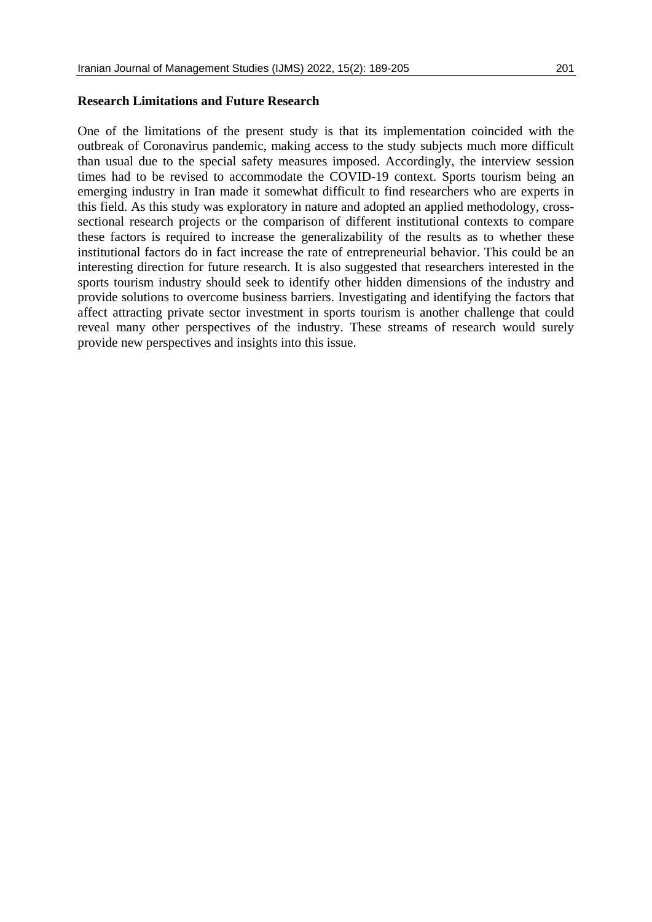### Research Limitations and Future Research

One of the limitations of the present study is that its implementation coincided with the outbreak of Coronavirus pandemic, making access to the study subjects much more difficult than usual due to the special safety measures imposed. Accordingly, the interview session times had to be revised to accommodate the COVID-19 context. Sports tourism being an emerging industry in Iran made it somewhat difficult to find researchers who are experts in this field. As this study was exploratory in nature and adopted an applied methodology, cross-sectional research projects or the comparison of different institutional contexts to compare these factors is required to increase the generalizability of the results as to whether these institutional factors do in fact increase the rate of entrepreneurial behavior. This could be an interesting direction for future research. It is also suggested that researchers interested in the sports tourism industry should seek to identify other hidden dimensions of the industry and provide solutions to overcome business barriers. Investigating and identifying the factors that affect attracting private sector investment in sports tourism is another challenge that could reveal many other perspectives of the industry. These streams of research would surely provide new perspectives and insights into this issue.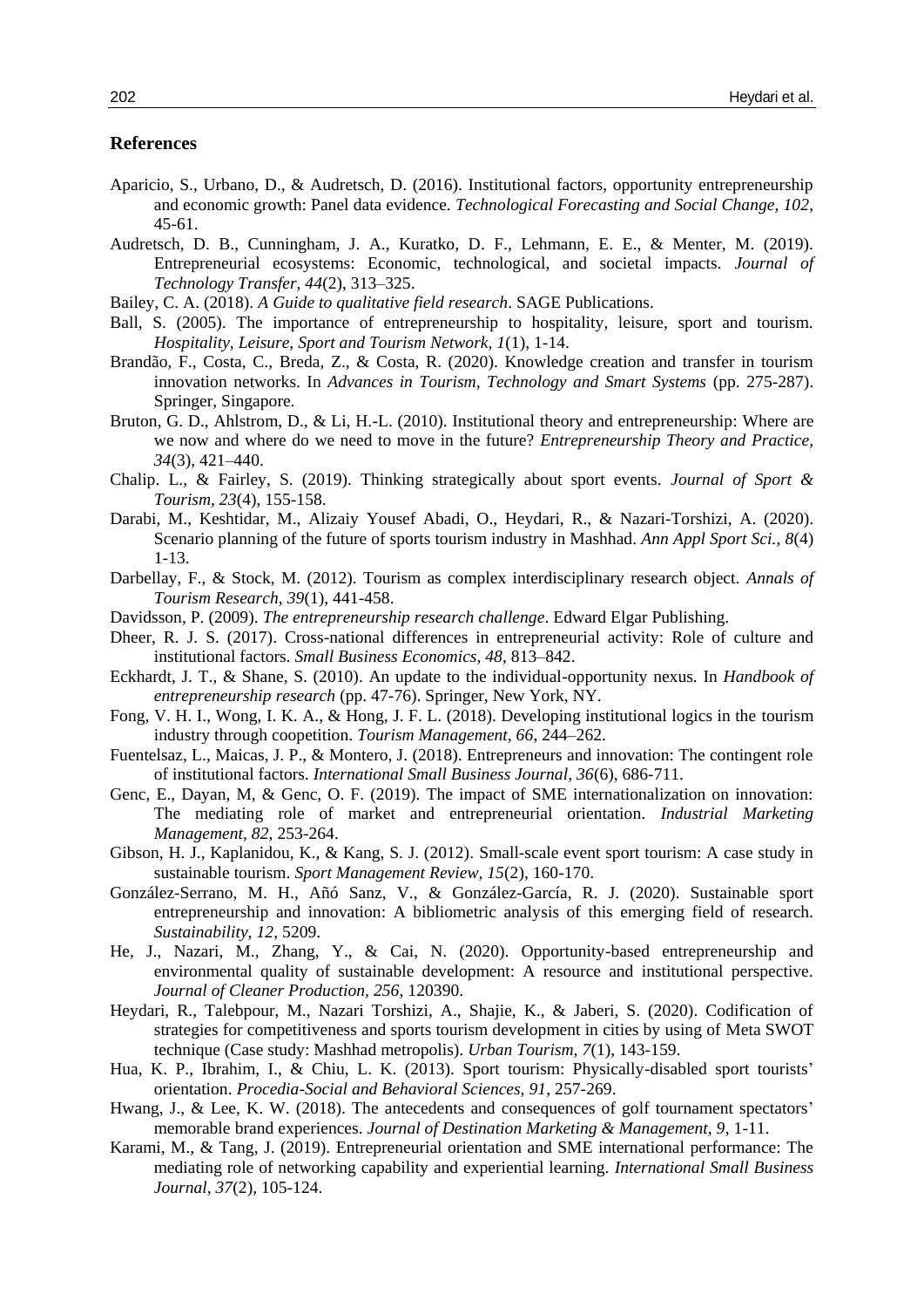## References

Aparicio, S., Urbano, D., & Audretsch, D. (2016). Institutional factors, opportunity entrepreneurship and economic growth: Panel data evidence. *Technological Forecasting and Social Change, 102*, 45-61.

Audretsch, D. B., Cunningham, J. A., Kuratko, D. F., Lehmann, E. E., & Menter, M. (2019). Entrepreneurial ecosystems: Economic, technological, and societal impacts. *Journal of Technology Transfer, 44*(2), 313–325.

Bailey, C. A. (2018). *A Guide to qualitative field research*. SAGE Publications.

Ball, S. (2005). The importance of entrepreneurship to hospitality, leisure, sport and tourism. *Hospitality, Leisure, Sport and Tourism Network, 1*(1), 1-14.

Brandão, F., Costa, C., Breda, Z., & Costa, R. (2020). Knowledge creation and transfer in tourism innovation networks. In *Advances in Tourism, Technology and Smart Systems* (pp. 275-287). Springer, Singapore.

Bruton, G. D., Ahlstrom, D., & Li, H.-L. (2010). Institutional theory and entrepreneurship: Where are we now and where do we need to move in the future? *Entrepreneurship Theory and Practice, 34*(3), 421–440.

Chalip. L., & Fairley, S. (2019). Thinking strategically about sport events. *Journal of Sport & Tourism, 23*(4), 155-158.

Darabi, M., Keshtidar, M., Alizaiy Yousef Abadi, O., Heydari, R., & Nazari-Torshizi, A. (2020). Scenario planning of the future of sports tourism industry in Mashhad. *Ann Appl Sport Sci., 8*(4) 1-13.

Darbellay, F., & Stock, M. (2012). Tourism as complex interdisciplinary research object. *Annals of Tourism Research, 39*(1), 441-458.

Davidsson, P. (2009). *The entrepreneurship research challenge*. Edward Elgar Publishing.

Dheer, R. J. S. (2017). Cross-national differences in entrepreneurial activity: Role of culture and institutional factors. *Small Business Economics, 48*, 813–842.

Eckhardt, J. T., & Shane, S. (2010). An update to the individual-opportunity nexus. In *Handbook of entrepreneurship research* (pp. 47-76). Springer, New York, NY.

Fong, V. H. I., Wong, I. K. A., & Hong, J. F. L. (2018). Developing institutional logics in the tourism industry through coopetition. *Tourism Management, 66*, 244–262.

Fuentelsaz, L., Maicas, J. P., & Montero, J. (2018). Entrepreneurs and innovation: The contingent role of institutional factors. *International Small Business Journal, 36*(6), 686-711.

Genc, E., Dayan, M, & Genc, O. F. (2019). The impact of SME internationalization on innovation: The mediating role of market and entrepreneurial orientation. *Industrial Marketing Management, 82*, 253-264.

Gibson, H. J., Kaplanidou, K., & Kang, S. J. (2012). Small-scale event sport tourism: A case study in sustainable tourism. *Sport Management Review, 15*(2), 160-170.

González-Serrano, M. H., Añó Sanz, V., & González-García, R. J. (2020). Sustainable sport entrepreneurship and innovation: A bibliometric analysis of this emerging field of research. *Sustainability, 12*, 5209.

He, J., Nazari, M., Zhang, Y., & Cai, N. (2020). Opportunity-based entrepreneurship and environmental quality of sustainable development: A resource and institutional perspective. *Journal of Cleaner Production, 256*, 120390.

Heydari, R., Talebpour, M., Nazari Torshizi, A., Shajie, K., & Jaberi, S. (2020). Codification of strategies for competitiveness and sports tourism development in cities by using of Meta SWOT technique (Case study: Mashhad metropolis). *Urban Tourism, 7*(1), 143-159.

Hua, K. P., Ibrahim, I., & Chiu, L. K. (2013). Sport tourism: Physically-disabled sport tourists' orientation. *Procedia-Social and Behavioral Sciences, 91*, 257-269.

Hwang, J., & Lee, K. W. (2018). The antecedents and consequences of golf tournament spectators' memorable brand experiences. *Journal of Destination Marketing & Management, 9*, 1-11.

Karami, M., & Tang, J. (2019). Entrepreneurial orientation and SME international performance: The mediating role of networking capability and experiential learning. *International Small Business Journal, 37*(2), 105-124.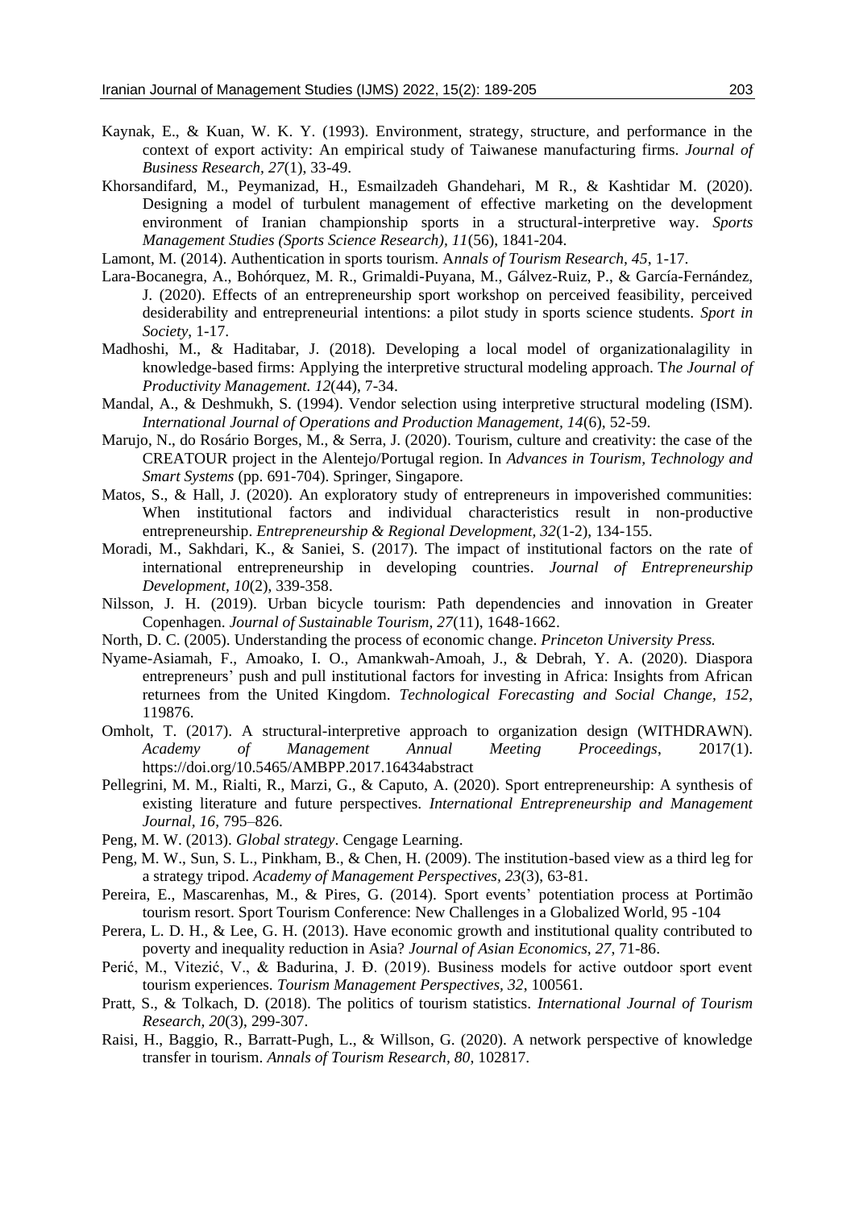Kaynak, E., & Kuan, W. K. Y. (1993). Environment, strategy, structure, and performance in the context of export activity: An empirical study of Taiwanese manufacturing firms. *Journal of Business Research, 27*(1), 33-49.

Khorsandifard, M., Peymanizad, H., Esmailzadeh Ghandehari, M R., & Kashtidar M. (2020). Designing a model of turbulent management of effective marketing on the development environment of Iranian championship sports in a structural-interpretive way. *Sports Management Studies (Sports Science Research), 11*(56), 1841-204.

Lamont, M. (2014). Authentication in sports tourism. A*nnals of Tourism Research, 45*, 1-17.

Lara-Bocanegra, A., Bohórquez, M. R., Grimaldi-Puyana, M., Gálvez-Ruiz, P., & García-Fernández, J. (2020). Effects of an entrepreneurship sport workshop on perceived feasibility, perceived desiderability and entrepreneurial intentions: a pilot study in sports science students. *Sport in Society*, 1-17.

Madhoshi, M., & Haditabar, J. (2018). Developing a local model of organizationalagility in knowledge-based firms: Applying the interpretive structural modeling approach. T*he Journal of Productivity Management. 12*(44), 7-34.

Mandal, A., & Deshmukh, S. (1994). Vendor selection using interpretive structural modeling (ISM). *International Journal of Operations and Production Management, 14*(6), 52-59.

Marujo, N., do Rosário Borges, M., & Serra, J. (2020). Tourism, culture and creativity: the case of the CREATOUR project in the Alentejo/Portugal region. In *Advances in Tourism, Technology and Smart Systems* (pp. 691-704). Springer, Singapore.

Matos, S., & Hall, J. (2020). An exploratory study of entrepreneurs in impoverished communities: When institutional factors and individual characteristics result in non-productive entrepreneurship. *Entrepreneurship & Regional Development, 32*(1-2), 134-155.

Moradi, M., Sakhdari, K., & Saniei, S. (2017). The impact of institutional factors on the rate of international entrepreneurship in developing countries. *Journal of Entrepreneurship Development*, *10*(2), 339-358.

Nilsson, J. H. (2019). Urban bicycle tourism: Path dependencies and innovation in Greater Copenhagen. *Journal of Sustainable Tourism, 27*(11), 1648-1662.

North, D. C. (2005). Understanding the process of economic change. *Princeton University Press.*

Nyame-Asiamah, F., Amoako, I. O., Amankwah-Amoah, J., & Debrah, Y. A. (2020). Diaspora entrepreneurs' push and pull institutional factors for investing in Africa: Insights from African returnees from the United Kingdom. *Technological Forecasting and Social Change*, *152*, 119876.

Omholt, T. (2017). A structural-interpretive approach to organization design (WITHDRAWN). *Academy of Management Annual Meeting Proceedings*, 2017(1). https://doi.org/10.5465/AMBPP.2017.16434abstract

Pellegrini, M. M., Rialti, R., Marzi, G., & Caputo, A. (2020). Sport entrepreneurship: A synthesis of existing literature and future perspectives. *International Entrepreneurship and Management Journal, 16*, 795–826.

Peng, M. W. (2013). *Global strategy*. Cengage Learning.

Peng, M. W., Sun, S. L., Pinkham, B., & Chen, H. (2009). The institution-based view as a third leg for a strategy tripod. *Academy of Management Perspectives, 23*(3), 63-81.

Pereira, E., Mascarenhas, M., & Pires, G. (2014). Sport events' potentiation process at Portimão tourism resort. Sport Tourism Conference: New Challenges in a Globalized World, 95 -104

Perera, L. D. H., & Lee, G. H. (2013). Have economic growth and institutional quality contributed to poverty and inequality reduction in Asia? *Journal of Asian Economics, 27*, 71-86.

Perić, M., Vitezić, V., & Badurina, J. Đ. (2019). Business models for active outdoor sport event tourism experiences. *Tourism Management Perspectives, 32*, 100561.

Pratt, S., & Tolkach, D. (2018). The politics of tourism statistics. *International Journal of Tourism Research*, *20*(3), 299-307.

Raisi, H., Baggio, R., Barratt-Pugh, L., & Willson, G. (2020). A network perspective of knowledge transfer in tourism. *Annals of Tourism Research, 80*, 102817.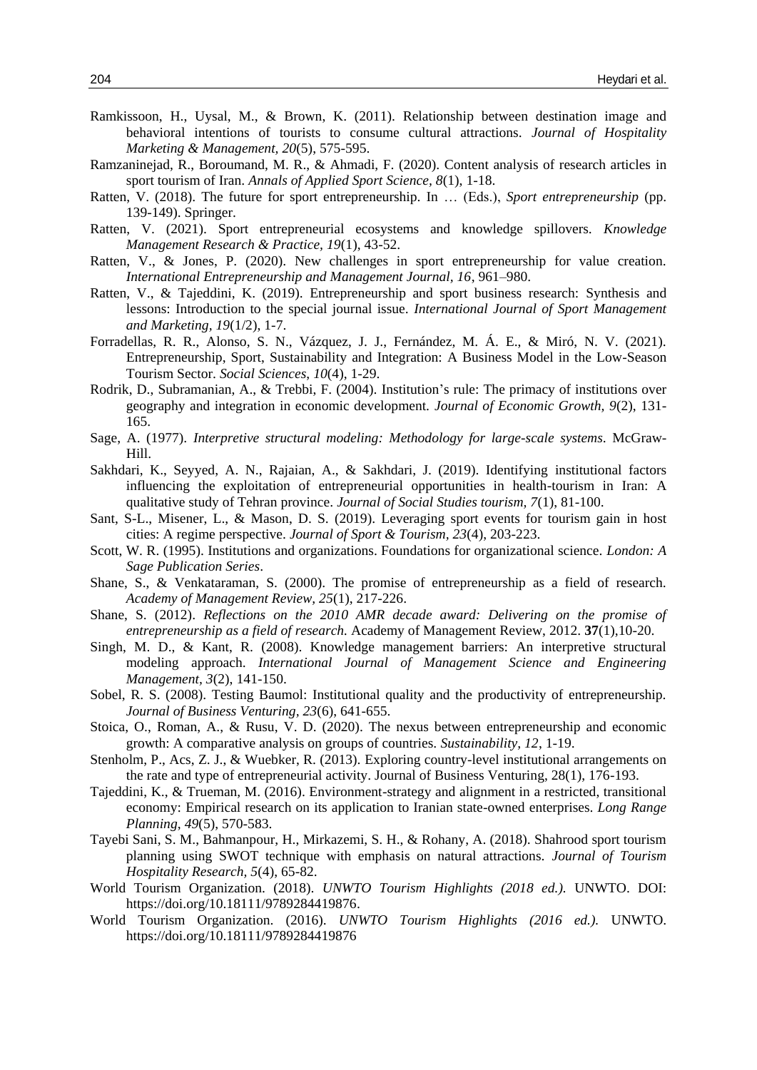Ramkissoon, H., Uysal, M., & Brown, K. (2011). Relationship between destination image and behavioral intentions of tourists to consume cultural attractions. *Journal of Hospitality Marketing & Management, 20*(5), 575-595.

Ramzaninejad, R., Boroumand, M. R., & Ahmadi, F. (2020). Content analysis of research articles in sport tourism of Iran. *Annals of Applied Sport Science, 8*(1), 1-18.

Ratten, V. (2018). The future for sport entrepreneurship. In … (Eds.), *Sport entrepreneurship* (pp. 139-149). Springer.

Ratten, V. (2021). Sport entrepreneurial ecosystems and knowledge spillovers. *Knowledge Management Research & Practice, 19*(1), 43-52.

Ratten, V., & Jones, P. (2020). New challenges in sport entrepreneurship for value creation. *International Entrepreneurship and Management Journal, 16*, 961–980.

Ratten, V., & Tajeddini, K. (2019). Entrepreneurship and sport business research: Synthesis and lessons: Introduction to the special journal issue. *International Journal of Sport Management and Marketing, 19*(1/2), 1-7.

Forradellas, R. R., Alonso, S. N., Vázquez, J. J., Fernández, M. Á. E., & Miró, N. V. (2021). Entrepreneurship, Sport, Sustainability and Integration: A Business Model in the Low-Season Tourism Sector. *Social Sciences, 10*(4), 1-29.

Rodrik, D., Subramanian, A., & Trebbi, F. (2004). Institution's rule: The primacy of institutions over geography and integration in economic development. *Journal of Economic Growth, 9*(2), 131-165.

Sage, A. (1977). *Interpretive structural modeling: Methodology for large-scale systems*. McGraw-Hill.

Sakhdari, K., Seyyed, A. N., Rajaian, A., & Sakhdari, J. (2019). Identifying institutional factors influencing the exploitation of entrepreneurial opportunities in health-tourism in Iran: A qualitative study of Tehran province. *Journal of Social Studies tourism, 7*(1), 81-100.

Sant, S-L., Misener, L., & Mason, D. S. (2019). Leveraging sport events for tourism gain in host cities: A regime perspective. *Journal of Sport & Tourism, 23*(4), 203-223.

Scott, W. R. (1995). Institutions and organizations. Foundations for organizational science. *London: A Sage Publication Series*.

Shane, S., & Venkataraman, S. (2000). The promise of entrepreneurship as a field of research. *Academy of Management Review, 25*(1), 217-226.

Shane, S. (2012). *Reflections on the 2010 AMR decade award: Delivering on the promise of entrepreneurship as a field of research*. Academy of Management Review, 2012. **37**(1),10-20.

Singh, M. D., & Kant, R. (2008). Knowledge management barriers: An interpretive structural modeling approach. *International Journal of Management Science and Engineering Management, 3*(2), 141-150.

Sobel, R. S. (2008). Testing Baumol: Institutional quality and the productivity of entrepreneurship. *Journal of Business Venturing, 23*(6), 641-655.

Stoica, O., Roman, A., & Rusu, V. D. (2020). The nexus between entrepreneurship and economic growth: A comparative analysis on groups of countries. *Sustainability, 12*, 1-19.

Stenholm, P., Acs, Z. J., & Wuebker, R. (2013). Exploring country-level institutional arrangements on the rate and type of entrepreneurial activity. Journal of Business Venturing, 28(1), 176-193.

Tajeddini, K., & Trueman, M. (2016). Environment-strategy and alignment in a restricted, transitional economy: Empirical research on its application to Iranian state-owned enterprises. *Long Range Planning, 49*(5), 570-583.

Tayebi Sani, S. M., Bahmanpour, H., Mirkazemi, S. H., & Rohany, A. (2018). Shahrood sport tourism planning using SWOT technique with emphasis on natural attractions. *Journal of Tourism Hospitality Research, 5*(4), 65-82.

World Tourism Organization. (2018). *UNWTO Tourism Highlights (2018 ed.).* UNWTO. DOI: https://doi.org/10.18111/9789284419876.

World Tourism Organization. (2016). *UNWTO Tourism Highlights (2016 ed.).* UNWTO. https://doi.org/10.18111/9789284419876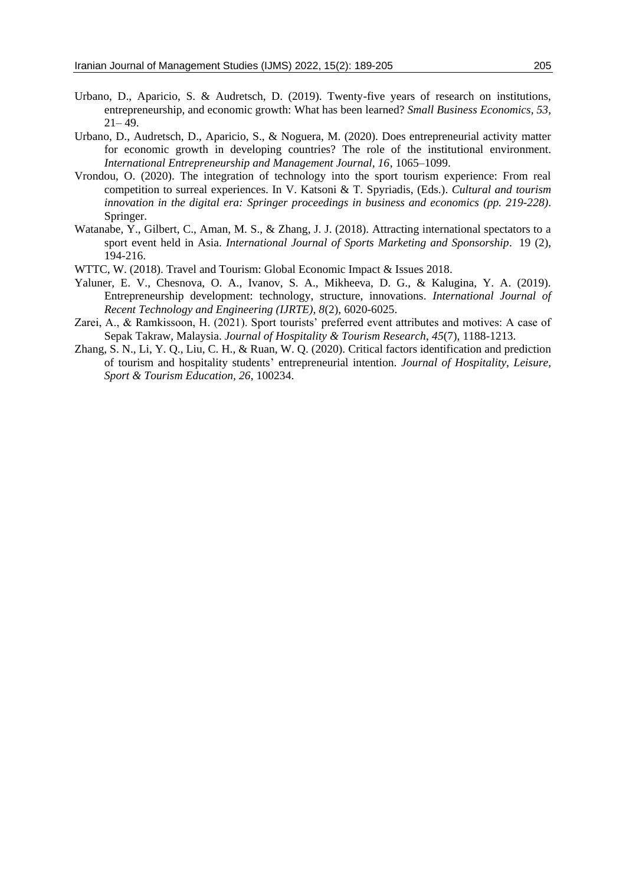Urbano, D., Aparicio, S. & Audretsch, D. (2019). Twenty-five years of research on institutions, entrepreneurship, and economic growth: What has been learned? *Small Business Economics*, *53*, 21– 49.

Urbano, D., Audretsch, D., Aparicio, S., & Noguera, M. (2020). Does entrepreneurial activity matter for economic growth in developing countries? The role of the institutional environment. *International Entrepreneurship and Management Journal*, *16*, 1065–1099.

Vrondou, O. (2020). The integration of technology into the sport tourism experience: From real competition to surreal experiences. In V. Katsoni & T. Spyriadis, (Eds.). *Cultural and tourism innovation in the digital era: Springer proceedings in business and economics (pp. 219-228)*. Springer.

Watanabe, Y., Gilbert, C., Aman, M. S., & Zhang, J. J. (2018). Attracting international spectators to a sport event held in Asia. *International Journal of Sports Marketing and Sponsorship*. 19 (2), 194-216.

WTTC, W. (2018). Travel and Tourism: Global Economic Impact & Issues 2018.

Yaluner, E. V., Chesnova, O. A., Ivanov, S. A., Mikheeva, D. G., & Kalugina, Y. A. (2019). Entrepreneurship development: technology, structure, innovations. *International Journal of Recent Technology and Engineering (IJRTE)*, *8*(2), 6020-6025.

Zarei, A., & Ramkissoon, H. (2021). Sport tourists' preferred event attributes and motives: A case of Sepak Takraw, Malaysia. *Journal of Hospitality & Tourism Research*, *45*(7), 1188-1213.

Zhang, S. N., Li, Y. Q., Liu, C. H., & Ruan, W. Q. (2020). Critical factors identification and prediction of tourism and hospitality students' entrepreneurial intention. *Journal of Hospitality, Leisure, Sport & Tourism Education*, *26*, 100234.